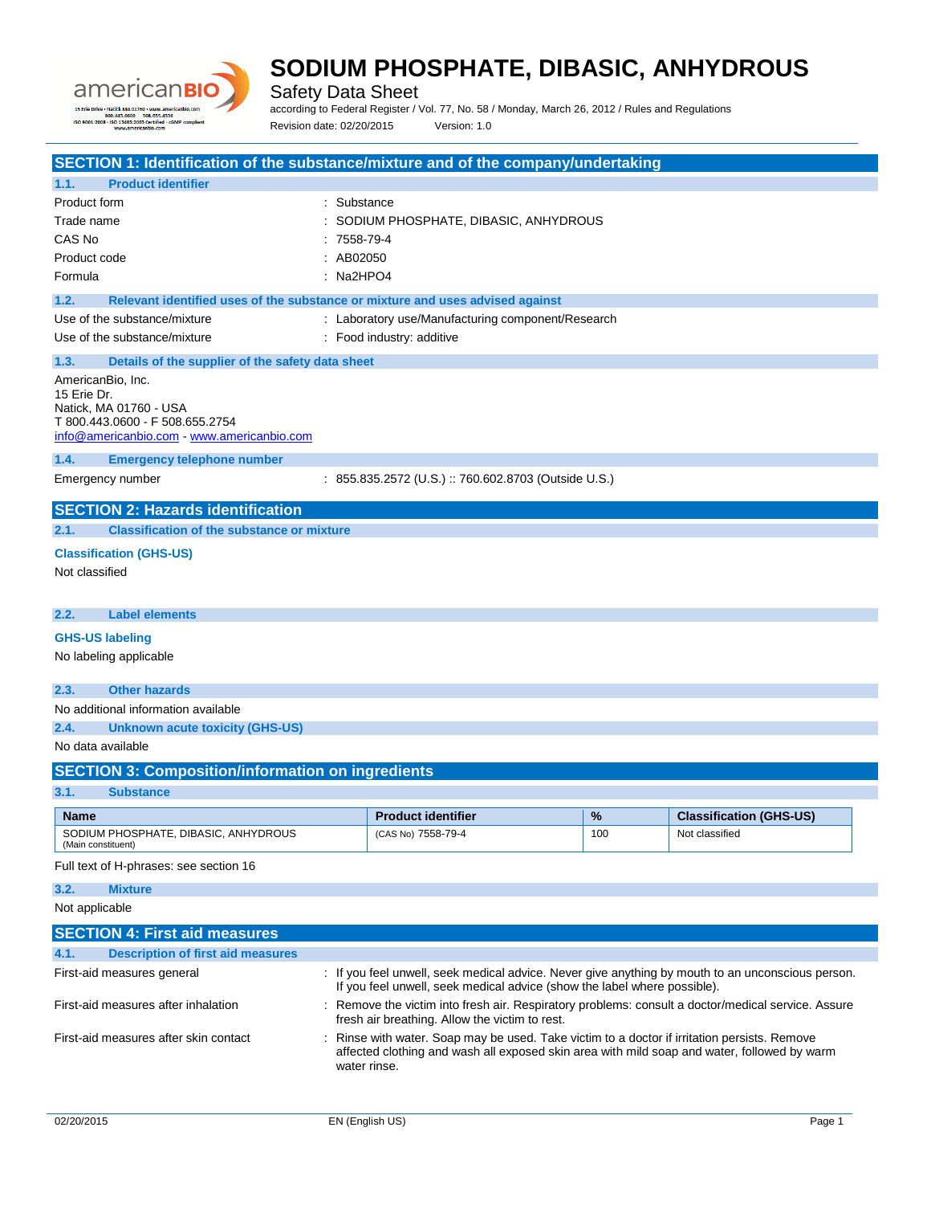# SODIUM PHOSPHATE, DIBASIC, ANHYDROUS

Safety Data Sheet

according to Federal Register / Vol. 77, No. 58 / Monday, March 26, 2012 / Rules and Regulations

Revision date: 02/20/2015 Version: 1.0

## SECTION 1: Identification of the substance/mixture and of the company/undertaking

### 1.1. Product identifier

| | |
|---|---|
| Product form | : Substance |
| Trade name | : SODIUM PHOSPHATE, DIBASIC, ANHYDROUS |
| CAS No | : 7558-79-4 |
| Product code | : AB02050 |
| Formula | : $Na_2HPO_4$ |

### 1.2. Relevant identified uses of the substance or mixture and uses advised against

| | |
|---|---|
| Use of the substance/mixture | : Laboratory use/Manufacturing component/Research |
| Use of the substance/mixture | : Food industry: additive |

### 1.3. Details of the supplier of the safety data sheet

AmericanBio, Inc.
15 Erie Dr.
Natick, MA 01760 - USA
T 800.443.0600 - F 508.655.2754
info@americanbio.com - www.americanbio.com

### 1.4. Emergency telephone number

| | |
|---|---|
| Emergency number | : 855.835.2572 (U.S.) :: 760.602.8703 (Outside U.S.) |

## SECTION 2: Hazards identification

### 2.1. Classification of the substance or mixture

**Classification (GHS-US)**

Not classified

### 2.2. Label elements

**GHS-US labeling**

No labeling applicable

### 2.3. Other hazards

No additional information available

### 2.4. Unknown acute toxicity (GHS-US)

No data available

## SECTION 3: Composition/information on ingredients

### 3.1. Substance

| Name | Product identifier | % | Classification (GHS-US) |
|---|---|---|---|
| SODIUM PHOSPHATE, DIBASIC, ANHYDROUS (Main constituent) | (CAS No) 7558-79-4 | 100 | Not classified |

Full text of H-phrases: see section 16

### 3.2. Mixture

Not applicable

## SECTION 4: First aid measures

### 4.1. Description of first aid measures

| | |
|---|---|
| First-aid measures general | : If you feel unwell, seek medical advice. Never give anything by mouth to an unconscious person. If you feel unwell, seek medical advice (show the label where possible). |
| First-aid measures after inhalation | : Remove the victim into fresh air. Respiratory problems: consult a doctor/medical service. Assure fresh air breathing. Allow the victim to rest. |
| First-aid measures after skin contact | : Rinse with water. Soap may be used. Take victim to a doctor if irritation persists. Remove affected clothing and wash all exposed skin area with mild soap and water, followed by warm water rinse. |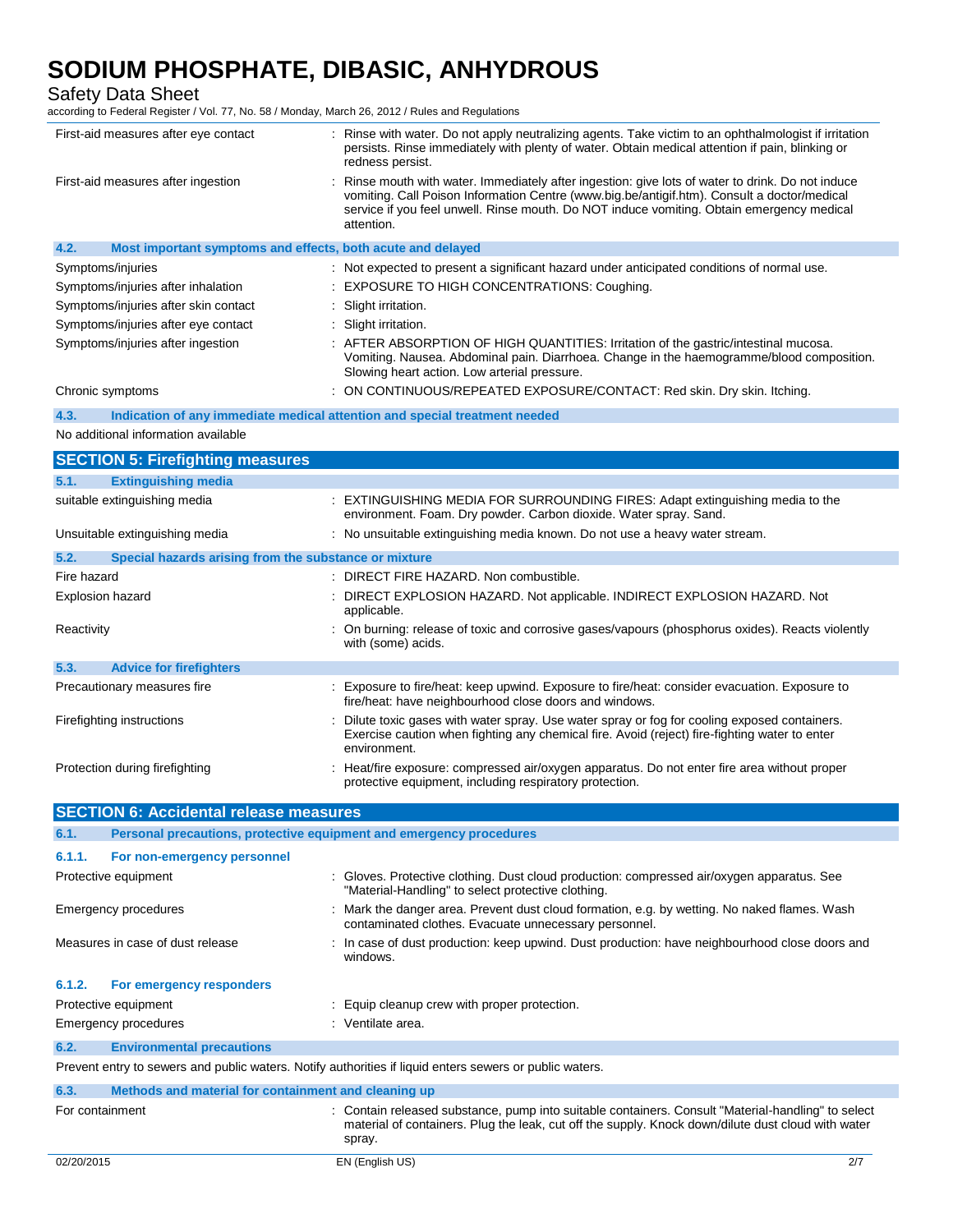| | |
|---|---|
| First-aid measures after eye contact | : Rinse with water. Do not apply neutralizing agents. Take victim to an ophthalmologist if irritation persists. Rinse immediately with plenty of water. Obtain medical attention if pain, blinking or redness persist. |
| First-aid measures after ingestion | : Rinse mouth with water. Immediately after ingestion: give lots of water to drink. Do not induce vomiting. Call Poison Information Centre (www.big.be/antigif.htm). Consult a doctor/medical service if you feel unwell. Rinse mouth. Do NOT induce vomiting. Obtain emergency medical attention. |

### 4.2. Most important symptoms and effects, both acute and delayed

| | |
|---|---|
| Symptoms/injuries | : Not expected to present a significant hazard under anticipated conditions of normal use. |
| Symptoms/injuries after inhalation | : EXPOSURE TO HIGH CONCENTRATIONS: Coughing. |
| Symptoms/injuries after skin contact | : Slight irritation. |
| Symptoms/injuries after eye contact | : Slight irritation. |
| Symptoms/injuries after ingestion | : AFTER ABSORPTION OF HIGH QUANTITIES: Irritation of the gastric/intestinal mucosa. Vomiting. Nausea. Abdominal pain. Diarrhoea. Change in the haemogramme/blood composition. Slowing heart action. Low arterial pressure. |
| Chronic symptoms | : ON CONTINUOUS/REPEATED EXPOSURE/CONTACT: Red skin. Dry skin. Itching. |

### 4.3. Indication of any immediate medical attention and special treatment needed

No additional information available

## SECTION 5: Firefighting measures

### 5.1. Extinguishing media

| | |
|---|---|
| suitable extinguishing media | : EXTINGUISHING MEDIA FOR SURROUNDING FIRES: Adapt extinguishing media to the environment. Foam. Dry powder. Carbon dioxide. Water spray. Sand. |
| Unsuitable extinguishing media | : No unsuitable extinguishing media known. Do not use a heavy water stream. |

### 5.2. Special hazards arising from the substance or mixture

| | |
|---|---|
| Fire hazard | : DIRECT FIRE HAZARD. Non combustible. |
| Explosion hazard | : DIRECT EXPLOSION HAZARD. Not applicable. INDIRECT EXPLOSION HAZARD. Not applicable. |
| Reactivity | : On burning: release of toxic and corrosive gases/vapours (phosphorus oxides). Reacts violently with (some) acids. |

### 5.3. Advice for firefighters

| | |
|---|---|
| Precautionary measures fire | : Exposure to fire/heat: keep upwind. Exposure to fire/heat: consider evacuation. Exposure to fire/heat: have neighbourhood close doors and windows. |
| Firefighting instructions | : Dilute toxic gases with water spray. Use water spray or fog for cooling exposed containers. Exercise caution when fighting any chemical fire. Avoid (reject) fire-fighting water to enter environment. |
| Protection during firefighting | : Heat/fire exposure: compressed air/oxygen apparatus. Do not enter fire area without proper protective equipment, including respiratory protection. |

## SECTION 6: Accidental release measures

### 6.1. Personal precautions, protective equipment and emergency procedures

#### 6.1.1. For non-emergency personnel

| | |
|---|---|
| Protective equipment | : Gloves. Protective clothing. Dust cloud production: compressed air/oxygen apparatus. See "Material-Handling" to select protective clothing. |
| Emergency procedures | : Mark the danger area. Prevent dust cloud formation, e.g. by wetting. No naked flames. Wash contaminated clothes. Evacuate unnecessary personnel. |
| Measures in case of dust release | : In case of dust production: keep upwind. Dust production: have neighbourhood close doors and windows. |

#### 6.1.2. For emergency responders

| | |
|---|---|
| Protective equipment | : Equip cleanup crew with proper protection. |
| Emergency procedures | : Ventilate area. |

### 6.2. Environmental precautions

Prevent entry to sewers and public waters. Notify authorities if liquid enters sewers or public waters.

### 6.3. Methods and material for containment and cleaning up

| | |
|---|---|
| For containment | : Contain released substance, pump into suitable containers. Consult "Material-handling" to select material of containers. Plug the leak, cut off the supply. Knock down/dilute dust cloud with water spray. |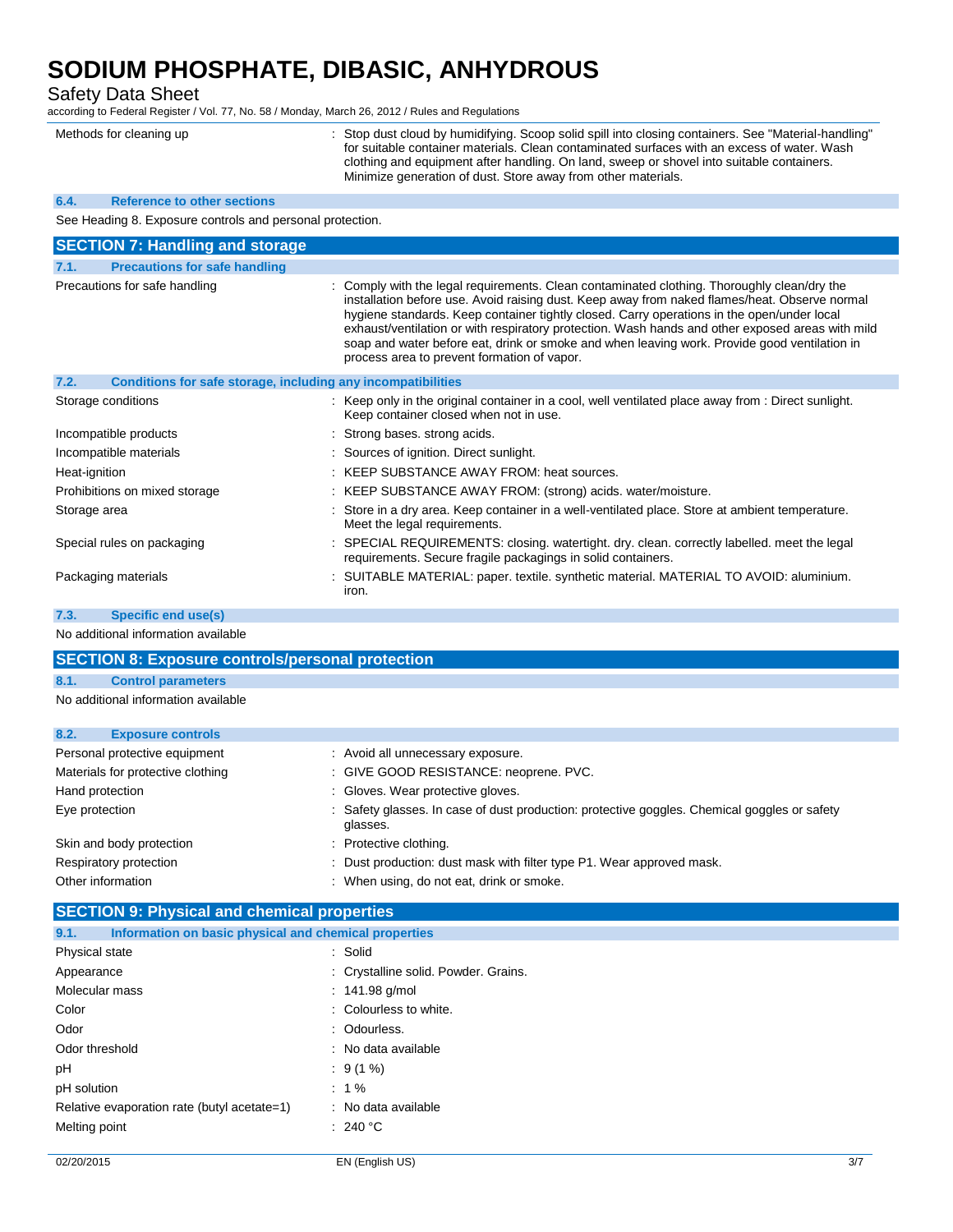| | |
|---|---|
| Methods for cleaning up | : Stop dust cloud by humidifying. Scoop solid spill into closing containers. See "Material-handling" for suitable container materials. Clean contaminated surfaces with an excess of water. Wash clothing and equipment after handling. On land, sweep or shovel into suitable containers. Minimize generation of dust. Store away from other materials. |

### 6.4. Reference to other sections

See Heading 8. Exposure controls and personal protection.

## SECTION 7: Handling and storage

### 7.1. Precautions for safe handling

| | |
|---|---|
| Precautions for safe handling | : Comply with the legal requirements. Clean contaminated clothing. Thoroughly clean/dry the installation before use. Avoid raising dust. Keep away from naked flames/heat. Observe normal hygiene standards. Keep container tightly closed. Carry operations in the open/under local exhaust/ventilation or with respiratory protection. Wash hands and other exposed areas with mild soap and water before eat, drink or smoke and when leaving work. Provide good ventilation in process area to prevent formation of vapor. |

### 7.2. Conditions for safe storage, including any incompatibilities

| | |
|---|---|
| Storage conditions | : Keep only in the original container in a cool, well ventilated place away from : Direct sunlight. Keep container closed when not in use. |
| Incompatible products | : Strong bases. strong acids. |
| Incompatible materials | : Sources of ignition. Direct sunlight. |
| Heat-ignition | : KEEP SUBSTANCE AWAY FROM: heat sources. |
| Prohibitions on mixed storage | : KEEP SUBSTANCE AWAY FROM: (strong) acids. water/moisture. |
| Storage area | : Store in a dry area. Keep container in a well-ventilated place. Store at ambient temperature. Meet the legal requirements. |
| Special rules on packaging | : SPECIAL REQUIREMENTS: closing. watertight. dry. clean. correctly labelled. meet the legal requirements. Secure fragile packagings in solid containers. |
| Packaging materials | : SUITABLE MATERIAL: paper. textile. synthetic material. MATERIAL TO AVOID: aluminium. iron. |

### 7.3. Specific end use(s)

No additional information available

## SECTION 8: Exposure controls/personal protection

### 8.1. Control parameters

No additional information available

### 8.2. Exposure controls

| | |
|---|---|
| Personal protective equipment | : Avoid all unnecessary exposure. |
| Materials for protective clothing | : GIVE GOOD RESISTANCE: neoprene. PVC. |
| Hand protection | : Gloves. Wear protective gloves. |
| Eye protection | : Safety glasses. In case of dust production: protective goggles. Chemical goggles or safety glasses. |
| Skin and body protection | : Protective clothing. |
| Respiratory protection | : Dust production: dust mask with filter type P1. Wear approved mask. |
| Other information | : When using, do not eat, drink or smoke. |

## SECTION 9: Physical and chemical properties

### 9.1. Information on basic physical and chemical properties

| | |
|---|---|
| Physical state | : Solid |
| Appearance | : Crystalline solid. Powder. Grains. |
| Molecular mass | : 141.98 g/mol |
| Color | : Colourless to white. |
| Odor | : Odourless. |
| Odor threshold | : No data available |
| pH | : 9 (1 %) |
| pH solution | : 1 % |
| Relative evaporation rate (butyl acetate=1) | : No data available |
| Melting point | : 240 °C |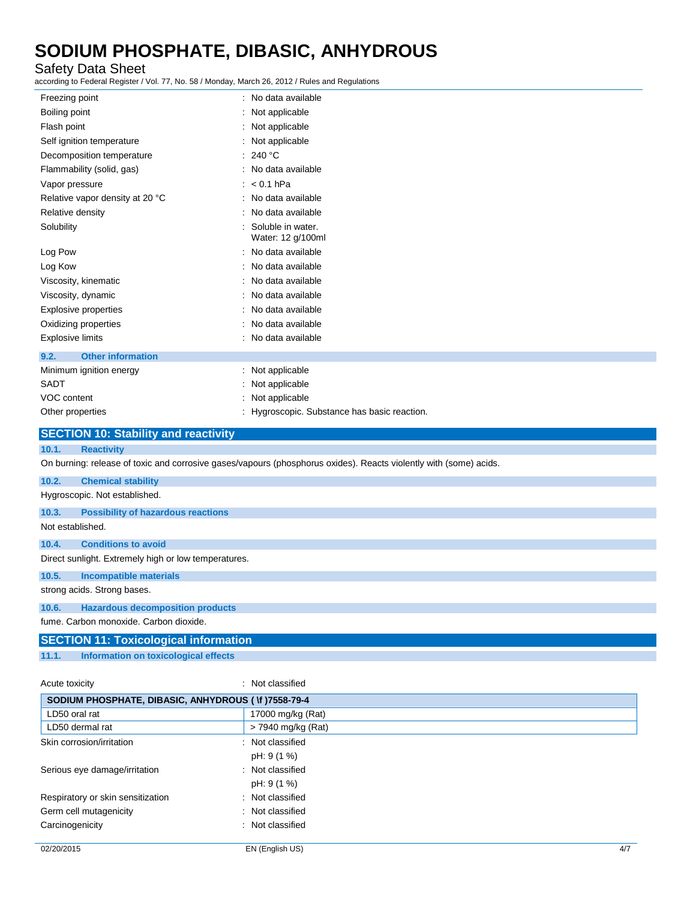| | |
|---|---|
| Freezing point | : No data available |
| Boiling point | : Not applicable |
| Flash point | : Not applicable |
| Self ignition temperature | : Not applicable |
| Decomposition temperature | : 240 °C |
| Flammability (solid, gas) | : No data available |
| Vapor pressure | : < 0.1 hPa |
| Relative vapor density at 20 °C | : No data available |
| Relative density | : No data available |
| Solubility | : Soluble in water. Water: 12 g/100ml |
| Log Pow | : No data available |
| Log Kow | : No data available |
| Viscosity, kinematic | : No data available |
| Viscosity, dynamic | : No data available |
| Explosive properties | : No data available |
| Oxidizing properties | : No data available |
| Explosive limits | : No data available |

### 9.2. Other information

| | |
|---|---|
| Minimum ignition energy | : Not applicable |
| SADT | : Not applicable |
| VOC content | : Not applicable |
| Other properties | : Hygroscopic. Substance has basic reaction. |

## SECTION 10: Stability and reactivity

### 10.1. Reactivity

On burning: release of toxic and corrosive gases/vapours (phosphorus oxides). Reacts violently with (some) acids.

### 10.2. Chemical stability

Hygroscopic. Not established.

### 10.3. Possibility of hazardous reactions

Not established.

### 10.4. Conditions to avoid

Direct sunlight. Extremely high or low temperatures.

### 10.5. Incompatible materials

strong acids. Strong bases.

### 10.6. Hazardous decomposition products

fume. Carbon monoxide. Carbon dioxide.

## SECTION 11: Toxicological information

### 11.1. Information on toxicological effects

Acute toxicity : Not classified

| SODIUM PHOSPHATE, DIBASIC, ANHYDROUS ( \f )7558-79-4 | |
|---|---|
| LD50 oral rat | 17000 mg/kg (Rat) |
| LD50 dermal rat | > 7940 mg/kg (Rat) |

| | |
|---|---|
| Skin corrosion/irritation | : Not classified<br>pH: 9 (1 %) |
| Serious eye damage/irritation | : Not classified<br>pH: 9 (1 %) |
| Respiratory or skin sensitization | : Not classified |
| Germ cell mutagenicity | : Not classified |
| Carcinogenicity | : Not classified |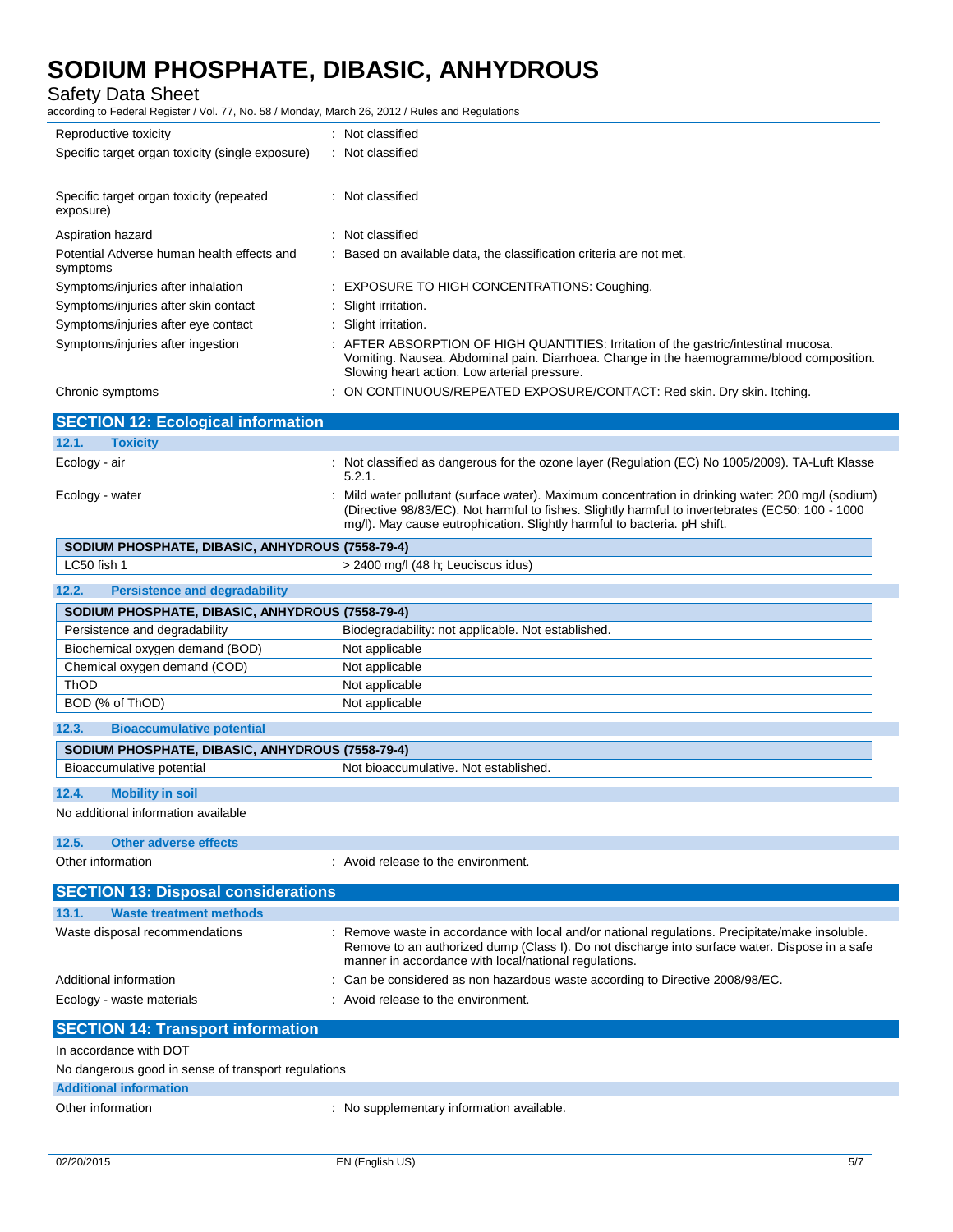| | |
|---|---|
| Reproductive toxicity | : Not classified |
| Specific target organ toxicity (single exposure) | : Not classified |
| Specific target organ toxicity (repeated exposure) | : Not classified |
| Aspiration hazard | : Not classified |
| Potential Adverse human health effects and symptoms | : Based on available data, the classification criteria are not met. |
| Symptoms/injuries after inhalation | : EXPOSURE TO HIGH CONCENTRATIONS: Coughing. |
| Symptoms/injuries after skin contact | : Slight irritation. |
| Symptoms/injuries after eye contact | : Slight irritation. |
| Symptoms/injuries after ingestion | : AFTER ABSORPTION OF HIGH QUANTITIES: Irritation of the gastric/intestinal mucosa. Vomiting. Nausea. Abdominal pain. Diarrhoea. Change in the haemogramme/blood composition. Slowing heart action. Low arterial pressure. |
| Chronic symptoms | : ON CONTINUOUS/REPEATED EXPOSURE/CONTACT: Red skin. Dry skin. Itching. |

## SECTION 12: Ecological information

### 12.1. Toxicity

| | |
|---|---|
| Ecology - air | : Not classified as dangerous for the ozone layer (Regulation (EC) No 1005/2009). TA-Luft Klasse 5.2.1. |
| Ecology - water | : Mild water pollutant (surface water). Maximum concentration in drinking water: 200 mg/l (sodium) (Directive 98/83/EC). Not harmful to fishes. Slightly harmful to invertebrates (EC50: 100 - 1000 mg/l). May cause eutrophication. Slightly harmful to bacteria. pH shift. |

| SODIUM PHOSPHATE, DIBASIC, ANHYDROUS (7558-79-4) | |
|---|---|
| LC50 fish 1 | > 2400 mg/l (48 h; Leuciscus idus) |

### 12.2. Persistence and degradability

| SODIUM PHOSPHATE, DIBASIC, ANHYDROUS (7558-79-4) | |
|---|---|
| Persistence and degradability | Biodegradability: not applicable. Not established. |
| Biochemical oxygen demand (BOD) | Not applicable |
| Chemical oxygen demand (COD) | Not applicable |
| ThOD | Not applicable |
| BOD (% of ThOD) | Not applicable |

### 12.3. Bioaccumulative potential

| SODIUM PHOSPHATE, DIBASIC, ANHYDROUS (7558-79-4) | |
|---|---|
| Bioaccumulative potential | Not bioaccumulative. Not established. |

### 12.4. Mobility in soil

No additional information available

### 12.5. Other adverse effects

| | |
|---|---|
| Other information | : Avoid release to the environment. |

## SECTION 13: Disposal considerations

### 13.1. Waste treatment methods

| | |
|---|---|
| Waste disposal recommendations | : Remove waste in accordance with local and/or national regulations. Precipitate/make insoluble. Remove to an authorized dump (Class I). Do not discharge into surface water. Dispose in a safe manner in accordance with local/national regulations. |
| Additional information | : Can be considered as non hazardous waste according to Directive 2008/98/EC. |
| Ecology - waste materials | : Avoid release to the environment. |

## SECTION 14: Transport information

In accordance with DOT

No dangerous good in sense of transport regulations

### Additional information

| | |
|---|---|
| Other information | : No supplementary information available. |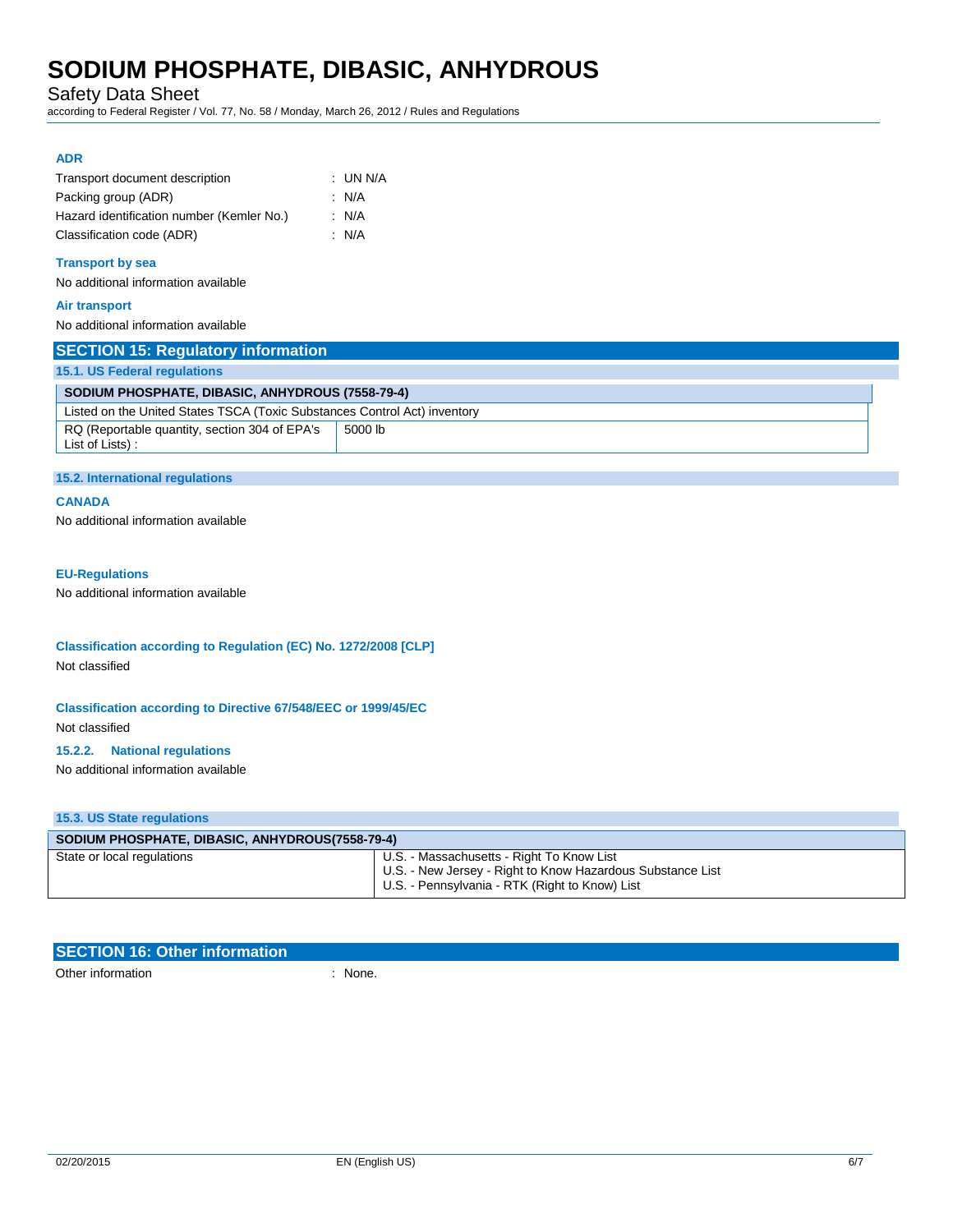### ADR

Transport document description : UN N/A

Packing group (ADR) : N/A

Hazard identification number (Kemler No.) : N/A

Classification code (ADR) : N/A

### Transport by sea

No additional information available

### Air transport

No additional information available

## SECTION 15: Regulatory information

### 15.1. US Federal regulations

| SODIUM PHOSPHATE, DIBASIC, ANHYDROUS (7558-79-4) | |
|---|---|
| Listed on the United States TSCA (Toxic Substances Control Act) inventory | |
| RQ (Reportable quantity, section 304 of EPA's List of Lists) : | 5000 lb |

### 15.2. International regulations

#### CANADA

No additional information available

#### EU-Regulations

No additional information available

#### Classification according to Regulation (EC) No. 1272/2008 [CLP]

Not classified

#### Classification according to Directive 67/548/EEC or 1999/45/EC

Not classified

#### 15.2.2. National regulations

No additional information available

### 15.3. US State regulations

| SODIUM PHOSPHATE, DIBASIC, ANHYDROUS(7558-79-4) | |
|---|---|
| State or local regulations | U.S. - Massachusetts - Right To Know List<br>U.S. - New Jersey - Right to Know Hazardous Substance List<br>U.S. - Pennsylvania - RTK (Right to Know) List |

## SECTION 16: Other information

Other information : None.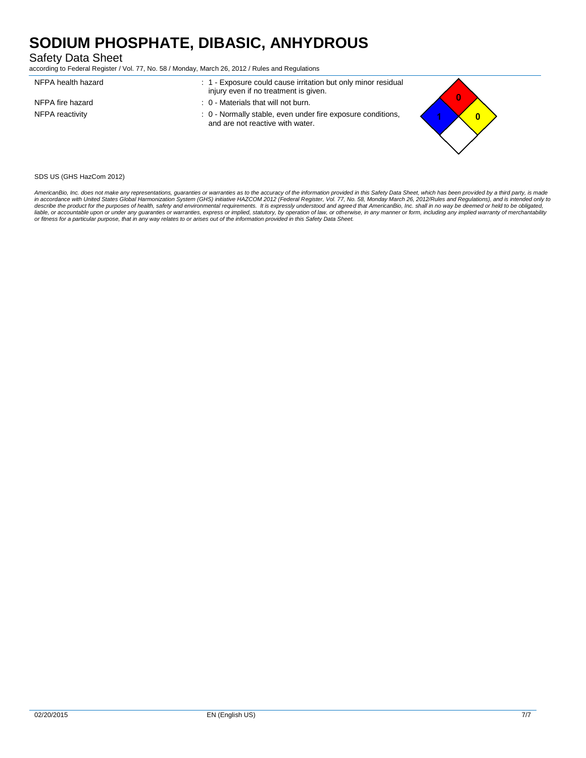NFPA health hazard : 1 - Exposure could cause irritation but only minor residual injury even if no treatment is given.

NFPA fire hazard : 0 - Materials that will not burn.

NFPA reactivity : 0 - Normally stable, even under fire exposure conditions, and are not reactive with water.

0

1

0

SDS US (GHS HazCom 2012)

*AmericanBio, Inc. does not make any representations, guaranties or warranties as to the accuracy of the information provided in this Safety Data Sheet, which has been provided by a third party, is made in accordance with United States Global Harmonization System (GHS) initiative HAZCOM 2012 (Federal Register, Vol. 77, No. 58, Monday March 26, 2012/Rules and Regulations), and is intended only to describe the product for the purposes of health, safety and environmental requirements. It is expressly understood and agreed that AmericanBio, Inc. shall in no way be deemed or held to be obligated, liable, or accountable upon or under any guaranties or warranties, express or implied, statutory, by operation of law, or otherwise, in any manner or form, including any implied warranty of merchantability or fitness for a particular purpose, that in any way relates to or arises out of the information provided in this Safety Data Sheet.*